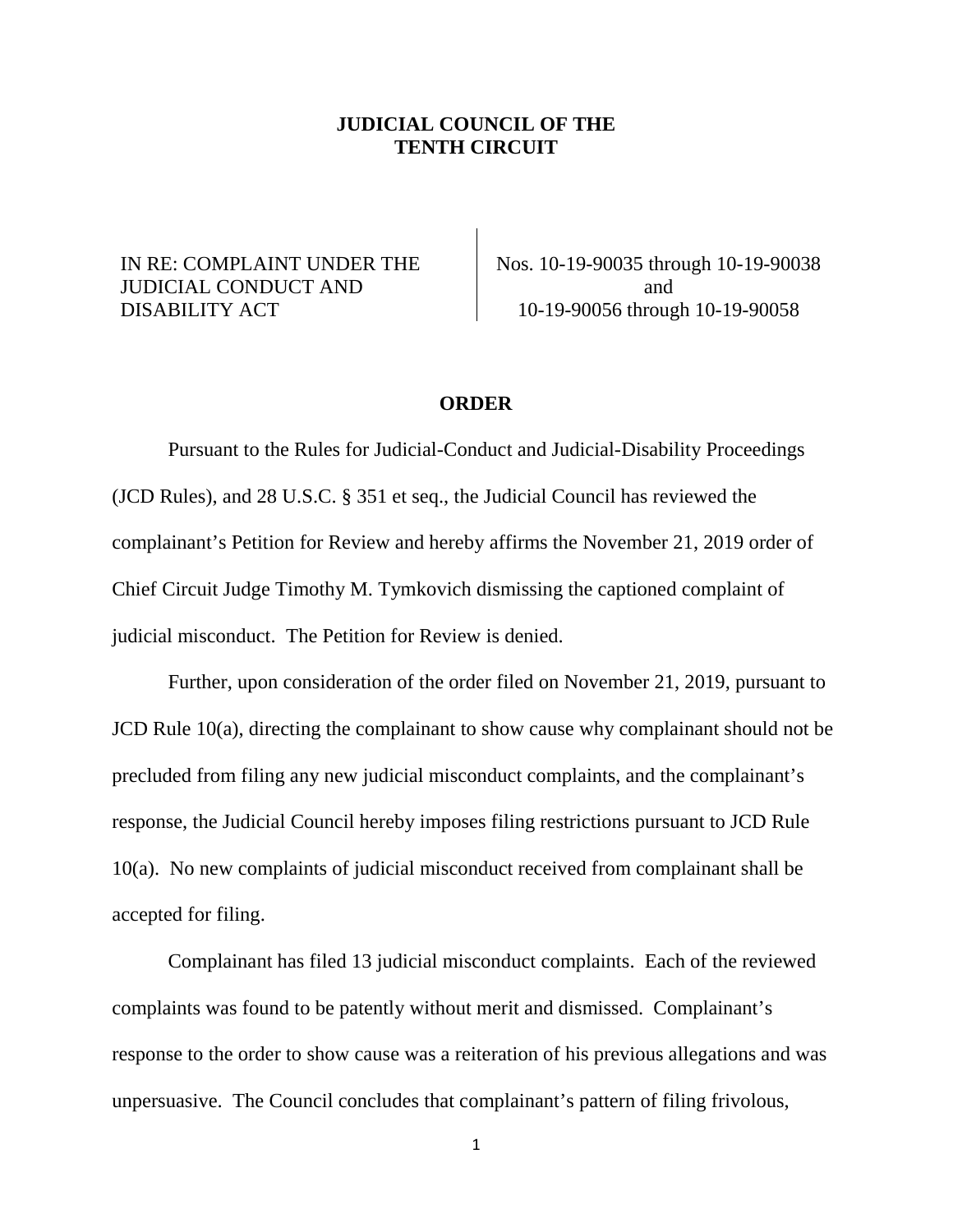**JUDICIAL COUNCIL OF THE**
**TENTH CIRCUIT**

| IN RE: COMPLAINT UNDER THE JUDICIAL CONDUCT AND DISABILITY ACT | Nos. 10-19-90035 through 10-19-90038 and 10-19-90056 through 10-19-90058 |
| --- | --- |

## ORDER

Pursuant to the Rules for Judicial-Conduct and Judicial-Disability Proceedings (JCD Rules), and 28 U.S.C. § 351 et seq., the Judicial Council has reviewed the complainant's Petition for Review and hereby affirms the November 21, 2019 order of Chief Circuit Judge Timothy M. Tymkovich dismissing the captioned complaint of judicial misconduct. The Petition for Review is denied.

Further, upon consideration of the order filed on November 21, 2019, pursuant to JCD Rule 10(a), directing the complainant to show cause why complainant should not be precluded from filing any new judicial misconduct complaints, and the complainant's response, the Judicial Council hereby imposes filing restrictions pursuant to JCD Rule 10(a). No new complaints of judicial misconduct received from complainant shall be accepted for filing.

Complainant has filed 13 judicial misconduct complaints. Each of the reviewed complaints was found to be patently without merit and dismissed. Complainant's response to the order to show cause was a reiteration of his previous allegations and was unpersuasive. The Council concludes that complainant's pattern of filing frivolous,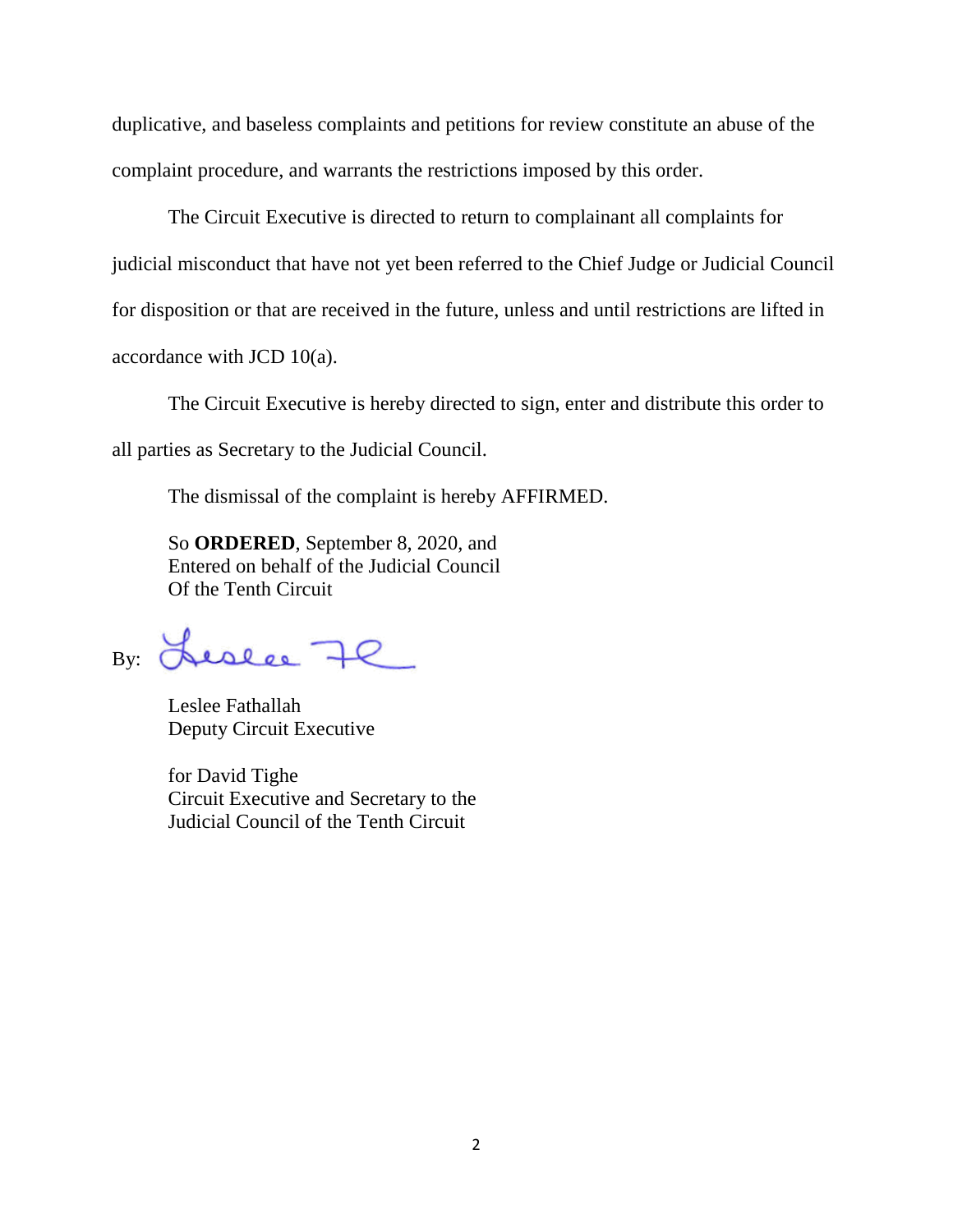duplicative, and baseless complaints and petitions for review constitute an abuse of the complaint procedure, and warrants the restrictions imposed by this order.

The Circuit Executive is directed to return to complainant all complaints for judicial misconduct that have not yet been referred to the Chief Judge or Judicial Council for disposition or that are received in the future, unless and until restrictions are lifted in accordance with JCD 10(a).

The Circuit Executive is hereby directed to sign, enter and distribute this order to all parties as Secretary to the Judicial Council.

The dismissal of the complaint is hereby AFFIRMED.

So **ORDERED**, September 8, 2020, and
Entered on behalf of the Judicial Council
Of the Tenth Circuit

By: Leslee FL

Leslee Fathallah
Deputy Circuit Executive

for David Tighe
Circuit Executive and Secretary to the
Judicial Council of the Tenth Circuit